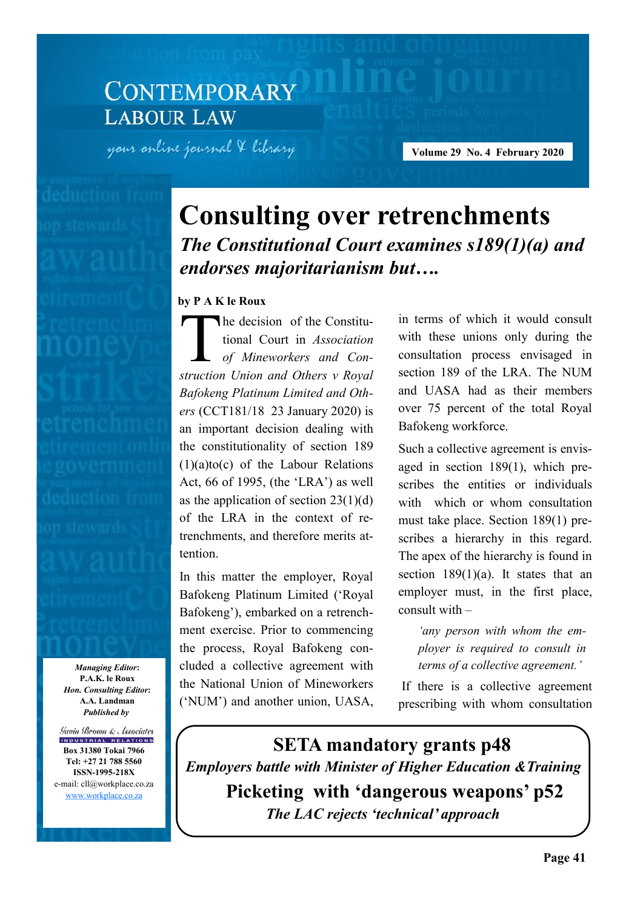# CONTEMPORARY LABOUR LAW

*your online journal & library*

Volume 29 No. 4 February 2020

# Consulting over retrenchments

## *The Constitutional Court examines s189(1)(a) and endorses majoritarianism but….*

**by P A K le Roux**

The decision of the Constitutional Court in *Association of Mineworkers and Construction Union and Others v Royal Bafokeng Platinum Limited and Others* (CCT181/18 23 January 2020) is an important decision dealing with the constitutionality of section 189 (1)(a)to(c) of the Labour Relations Act, 66 of 1995, (the 'LRA') as well as the application of section 23(1)(d) of the LRA in the context of retrenchments, and therefore merits attention.

In this matter the employer, Royal Bafokeng Platinum Limited ('Royal Bafokeng'), embarked on a retrenchment exercise. Prior to commencing the process, Royal Bafokeng concluded a collective agreement with the National Union of Mineworkers ('NUM') and another union, UASA, in terms of which it would consult with these unions only during the consultation process envisaged in section 189 of the LRA. The NUM and UASA had as their members over 75 percent of the total Royal Bafokeng workforce.

Such a collective agreement is envisaged in section 189(1), which prescribes the entities or individuals with which or whom consultation must take place. Section 189(1) prescribes a hierarchy in this regard. The apex of the hierarchy is found in section 189(1)(a). It states that an employer must, in the first place, consult with –

> *'any person with whom the employer is required to consult in terms of a collective agreement.'*

If there is a collective agreement prescribing with whom consultation

**Managing Editor:** P.A.K. le Roux
**Hon. Consulting Editor:** A.A. Landman
**Published by**
Gavin Brown & Associates
INDUSTRIAL RELATIONS
Box 31380 Tokai 7966
Tel: +27 21 788 5560
ISSN-1995-218X
e-mail: cll@workplace.co.za
www.workplace.co.za

---

**SETA mandatory grants p48**
*Employers battle with Minister of Higher Education & Training*

**Picketing with 'dangerous weapons' p52**
*The LAC rejects 'technical' approach*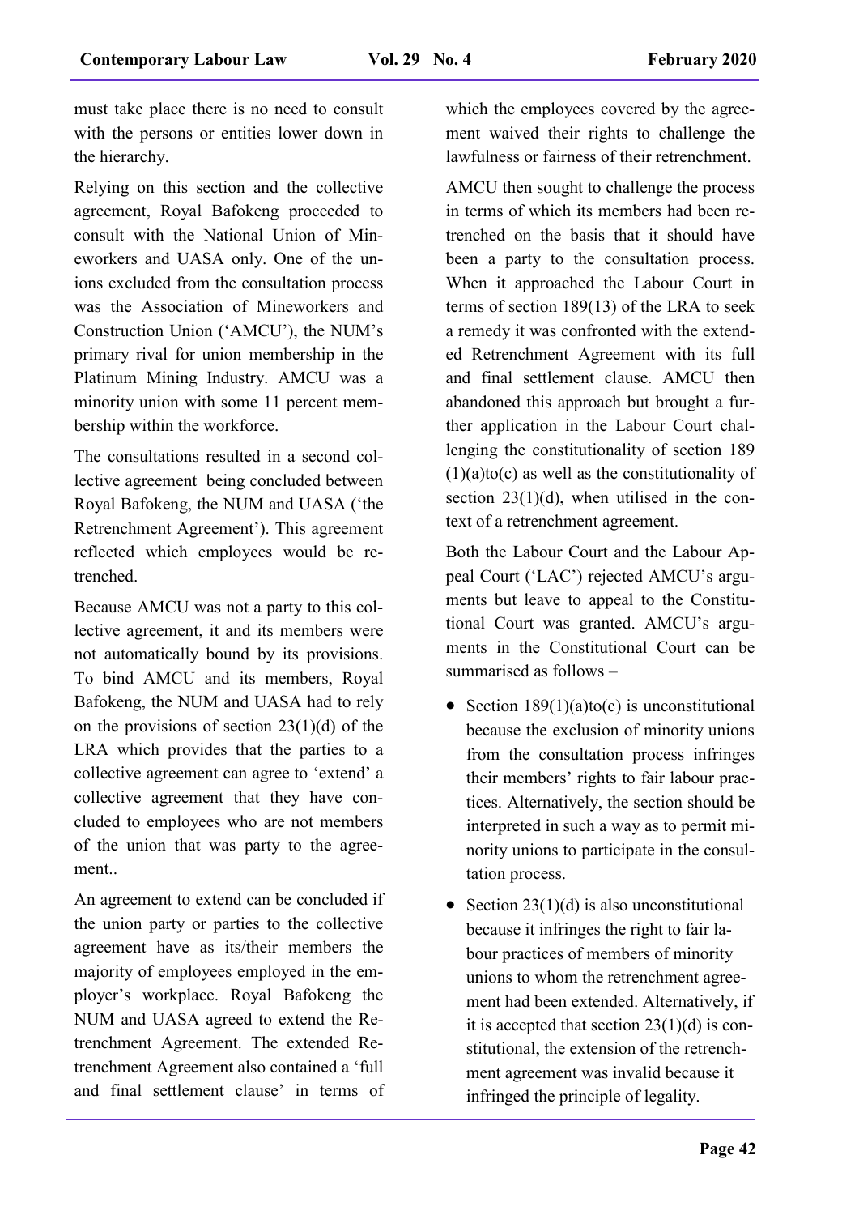must take place there is no need to consult with the persons or entities lower down in the hierarchy.

Relying on this section and the collective agreement, Royal Bafokeng proceeded to consult with the National Union of Mineworkers and UASA only. One of the unions excluded from the consultation process was the Association of Mineworkers and Construction Union ('AMCU'), the NUM's primary rival for union membership in the Platinum Mining Industry. AMCU was a minority union with some 11 percent membership within the workforce.

The consultations resulted in a second collective agreement being concluded between Royal Bafokeng, the NUM and UASA ('the Retrenchment Agreement'). This agreement reflected which employees would be retrenched.

Because AMCU was not a party to this collective agreement, it and its members were not automatically bound by its provisions. To bind AMCU and its members, Royal Bafokeng, the NUM and UASA had to rely on the provisions of section 23(1)(d) of the LRA which provides that the parties to a collective agreement can agree to 'extend' a collective agreement that they have concluded to employees who are not members of the union that was party to the agreement..

An agreement to extend can be concluded if the union party or parties to the collective agreement have as its/their members the majority of employees employed in the employer's workplace. Royal Bafokeng the NUM and UASA agreed to extend the Retrenchment Agreement. The extended Retrenchment Agreement also contained a 'full and final settlement clause' in terms of which the employees covered by the agreement waived their rights to challenge the lawfulness or fairness of their retrenchment.

AMCU then sought to challenge the process in terms of which its members had been retrenched on the basis that it should have been a party to the consultation process. When it approached the Labour Court in terms of section 189(13) of the LRA to seek a remedy it was confronted with the extended Retrenchment Agreement with its full and final settlement clause. AMCU then abandoned this approach but brought a further application in the Labour Court challenging the constitutionality of section 189 (1)(a)to(c) as well as the constitutionality of section 23(1)(d), when utilised in the context of a retrenchment agreement.

Both the Labour Court and the Labour Appeal Court ('LAC') rejected AMCU's arguments but leave to appeal to the Constitutional Court was granted. AMCU's arguments in the Constitutional Court can be summarised as follows –

- Section 189(1)(a)to(c) is unconstitutional because the exclusion of minority unions from the consultation process infringes their members' rights to fair labour practices. Alternatively, the section should be interpreted in such a way as to permit minority unions to participate in the consultation process.
- Section 23(1)(d) is also unconstitutional because it infringes the right to fair labour practices of members of minority unions to whom the retrenchment agreement had been extended. Alternatively, if it is accepted that section 23(1)(d) is constitutional, the extension of the retrenchment agreement was invalid because it infringed the principle of legality.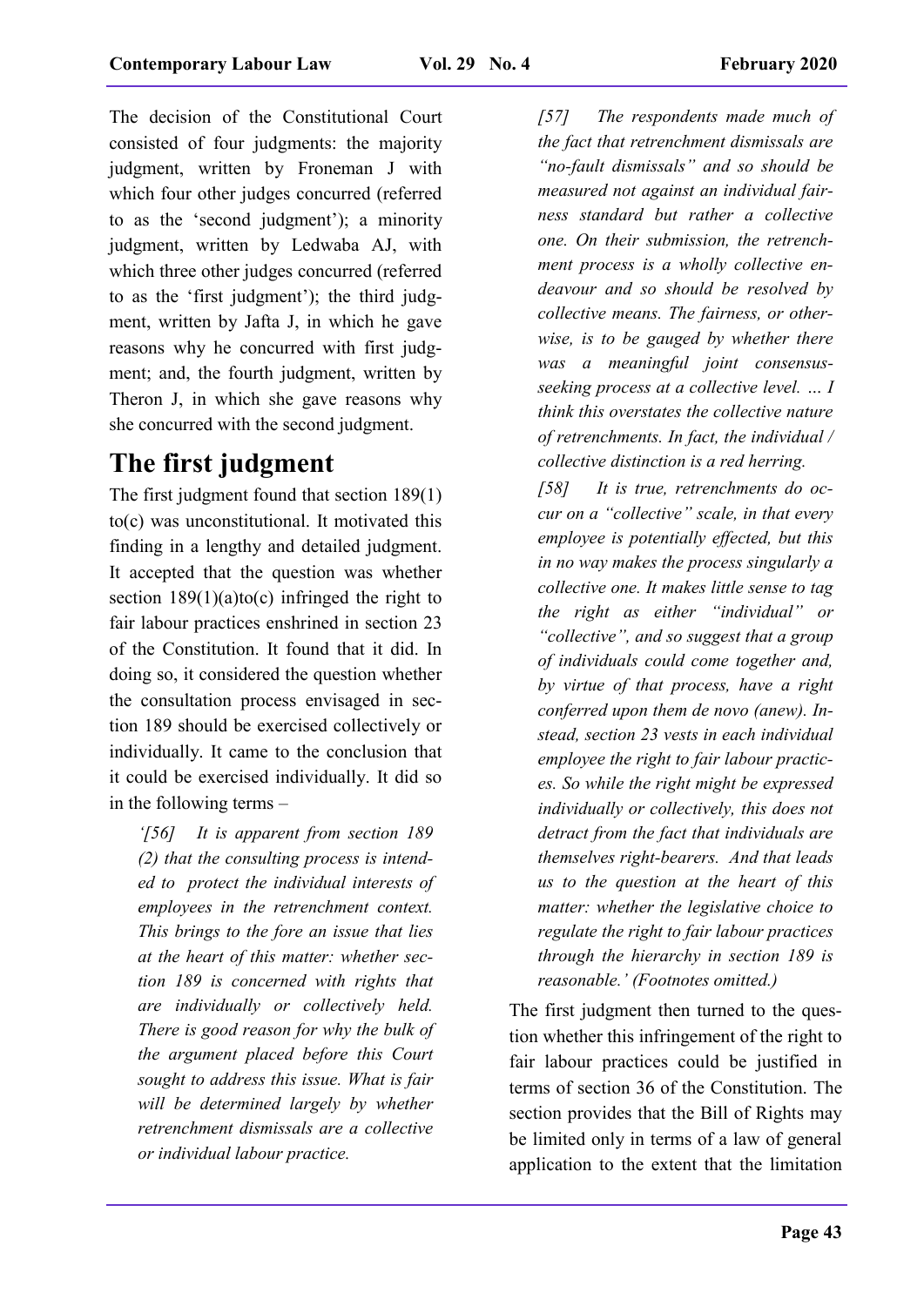The decision of the Constitutional Court consisted of four judgments: the majority judgment, written by Froneman J with which four other judges concurred (referred to as the 'second judgment'); a minority judgment, written by Ledwaba AJ, with which three other judges concurred (referred to as the 'first judgment'); the third judgment, written by Jafta J, in which he gave reasons why he concurred with first judgment; and, the fourth judgment, written by Theron J, in which she gave reasons why she concurred with the second judgment.

## The first judgment

The first judgment found that section 189(1) to(c) was unconstitutional. It motivated this finding in a lengthy and detailed judgment. It accepted that the question was whether section 189(1)(a)to(c) infringed the right to fair labour practices enshrined in section 23 of the Constitution. It found that it did. In doing so, it considered the question whether the consultation process envisaged in section 189 should be exercised collectively or individually. It came to the conclusion that it could be exercised individually. It did so in the following terms –

> *'[56] It is apparent from section 189 (2) that the consulting process is intended to protect the individual interests of employees in the retrenchment context. This brings to the fore an issue that lies at the heart of this matter: whether section 189 is concerned with rights that are individually or collectively held. There is good reason for why the bulk of the argument placed before this Court sought to address this issue. What is fair will be determined largely by whether retrenchment dismissals are a collective or individual labour practice.*
>
> *[57] The respondents made much of the fact that retrenchment dismissals are "no-fault dismissals" and so should be measured not against an individual fairness standard but rather a collective one. On their submission, the retrenchment process is a wholly collective endeavour and so should be resolved by collective means. The fairness, or otherwise, is to be gauged by whether there was a meaningful joint consensus-seeking process at a collective level. … I think this overstates the collective nature of retrenchments. In fact, the individual / collective distinction is a red herring.*
>
> *[58] It is true, retrenchments do occur on a "collective" scale, in that every employee is potentially effected, but this in no way makes the process singularly a collective one. It makes little sense to tag the right as either "individual" or "collective", and so suggest that a group of individuals could come together and, by virtue of that process, have a right conferred upon them de novo (anew). Instead, section 23 vests in each individual employee the right to fair labour practices. So while the right might be expressed individually or collectively, this does not detract from the fact that individuals are themselves right-bearers. And that leads us to the question at the heart of this matter: whether the legislative choice to regulate the right to fair labour practices through the hierarchy in section 189 is reasonable.' (Footnotes omitted.)*

The first judgment then turned to the question whether this infringement of the right to fair labour practices could be justified in terms of section 36 of the Constitution. The section provides that the Bill of Rights may be limited only in terms of a law of general application to the extent that the limitation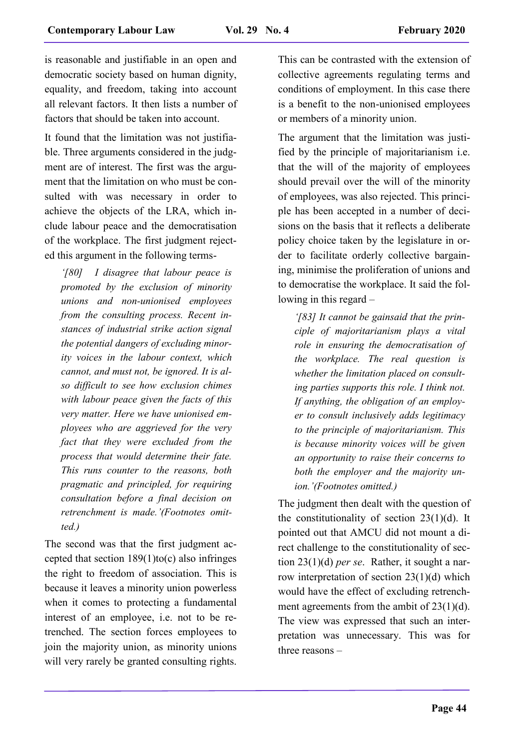is reasonable and justifiable in an open and democratic society based on human dignity, equality, and freedom, taking into account all relevant factors. It then lists a number of factors that should be taken into account.

It found that the limitation was not justifiable. Three arguments considered in the judgment are of interest. The first was the argument that the limitation on who must be consulted with was necessary in order to achieve the objects of the LRA, which include labour peace and the democratisation of the workplace. The first judgment rejected this argument in the following terms-

> *'[80] I disagree that labour peace is promoted by the exclusion of minority unions and non-unionised employees from the consulting process. Recent instances of industrial strike action signal the potential dangers of excluding minority voices in the labour context, which cannot, and must not, be ignored. It is also difficult to see how exclusion chimes with labour peace given the facts of this very matter. Here we have unionised employees who are aggrieved for the very fact that they were excluded from the process that would determine their fate. This runs counter to the reasons, both pragmatic and principled, for requiring consultation before a final decision on retrenchment is made.'(Footnotes omitted.)*

The second was that the first judgment accepted that section 189(1)to(c) also infringes the right to freedom of association. This is because it leaves a minority union powerless when it comes to protecting a fundamental interest of an employee, i.e. not to be retrenched. The section forces employees to join the majority union, as minority unions will very rarely be granted consulting rights. This can be contrasted with the extension of collective agreements regulating terms and conditions of employment. In this case there is a benefit to the non-unionised employees or members of a minority union.

The argument that the limitation was justified by the principle of majoritarianism i.e. that the will of the majority of employees should prevail over the will of the minority of employees, was also rejected. This principle has been accepted in a number of decisions on the basis that it reflects a deliberate policy choice taken by the legislature in order to facilitate orderly collective bargaining, minimise the proliferation of unions and to democratise the workplace. It said the following in this regard –

> *'[83] It cannot be gainsaid that the principle of majoritarianism plays a vital role in ensuring the democratisation of the workplace. The real question is whether the limitation placed on consulting parties supports this role. I think not. If anything, the obligation of an employer to consult inclusively adds legitimacy to the principle of majoritarianism. This is because minority voices will be given an opportunity to raise their concerns to both the employer and the majority union.'(Footnotes omitted.)*

The judgment then dealt with the question of the constitutionality of section 23(1)(d). It pointed out that AMCU did not mount a direct challenge to the constitutionality of section 23(1)(d) *per se*. Rather, it sought a narrow interpretation of section 23(1)(d) which would have the effect of excluding retrenchment agreements from the ambit of 23(1)(d). The view was expressed that such an interpretation was unnecessary. This was for three reasons –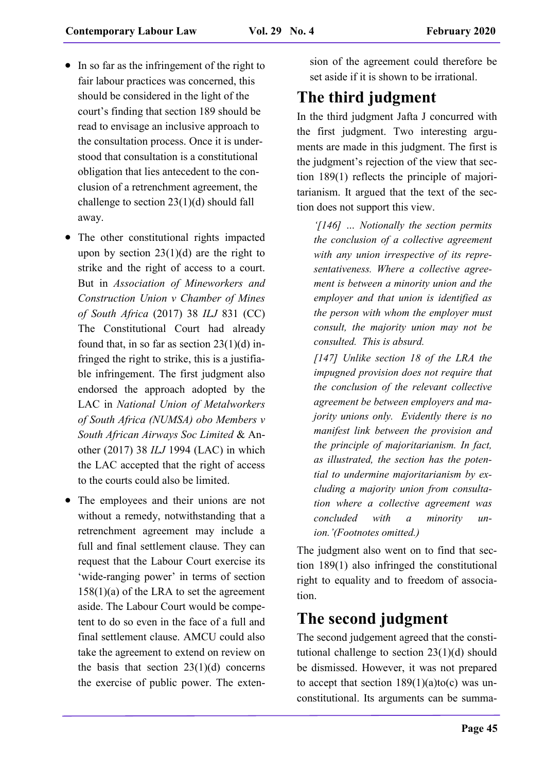- In so far as the infringement of the right to fair labour practices was concerned, this should be considered in the light of the court's finding that section 189 should be read to envisage an inclusive approach to the consultation process. Once it is understood that consultation is a constitutional obligation that lies antecedent to the conclusion of a retrenchment agreement, the challenge to section 23(1)(d) should fall away.
- The other constitutional rights impacted upon by section 23(1)(d) are the right to strike and the right of access to a court. But in *Association of Mineworkers and Construction Union v Chamber of Mines of South Africa* (2017) 38 *ILJ* 831 (CC) The Constitutional Court had already found that, in so far as section 23(1)(d) infringed the right to strike, this is a justifiable infringement. The first judgment also endorsed the approach adopted by the LAC in *National Union of Metalworkers of South Africa (NUMSA) obo Members v South African Airways Soc Limited* & Another (2017) 38 *ILJ* 1994 (LAC) in which the LAC accepted that the right of access to the courts could also be limited.
- The employees and their unions are not without a remedy, notwithstanding that a retrenchment agreement may include a full and final settlement clause. They can request that the Labour Court exercise its 'wide-ranging power' in terms of section 158(1)(a) of the LRA to set the agreement aside. The Labour Court would be competent to do so even in the face of a full and final settlement clause. AMCU could also take the agreement to extend on review on the basis that section 23(1)(d) concerns the exercise of public power. The extension of the agreement could therefore be set aside if it is shown to be irrational.

## The third judgment

In the third judgment Jafta J concurred with the first judgment. Two interesting arguments are made in this judgment. The first is the judgment's rejection of the view that section 189(1) reflects the principle of majoritarianism. It argued that the text of the section does not support this view.

> *'[146] … Notionally the section permits the conclusion of a collective agreement with any union irrespective of its representativeness. Where a collective agreement is between a minority union and the employer and that union is identified as the person with whom the employer must consult, the majority union may not be consulted. This is absurd.*
>
> *[147] Unlike section 18 of the LRA the impugned provision does not require that the conclusion of the relevant collective agreement be between employers and majority unions only. Evidently there is no manifest link between the provision and the principle of majoritarianism. In fact, as illustrated, the section has the potential to undermine majoritarianism by excluding a majority union from consultation where a collective agreement was concluded with a minority union.'(Footnotes omitted.)*

The judgment also went on to find that section 189(1) also infringed the constitutional right to equality and to freedom of association.

## The second judgment

The second judgement agreed that the constitutional challenge to section 23(1)(d) should be dismissed. However, it was not prepared to accept that section 189(1)(a)to(c) was unconstitutional. Its arguments can be summa-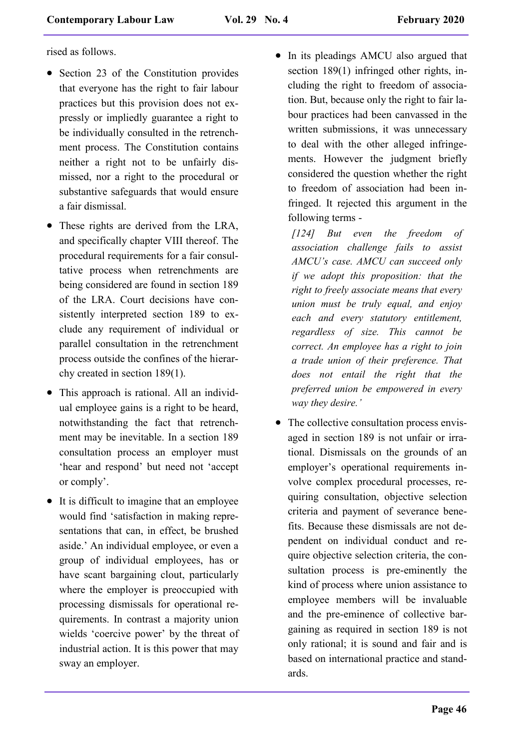rised as follows.

- Section 23 of the Constitution provides that everyone has the right to fair labour practices but this provision does not expressly or impliedly guarantee a right to be individually consulted in the retrenchment process. The Constitution contains neither a right not to be unfairly dismissed, nor a right to the procedural or substantive safeguards that would ensure a fair dismissal.
- These rights are derived from the LRA, and specifically chapter VIII thereof. The procedural requirements for a fair consultative process when retrenchments are being considered are found in section 189 of the LRA. Court decisions have consistently interpreted section 189 to exclude any requirement of individual or parallel consultation in the retrenchment process outside the confines of the hierarchy created in section 189(1).
- This approach is rational. All an individual employee gains is a right to be heard, notwithstanding the fact that retrenchment may be inevitable. In a section 189 consultation process an employer must 'hear and respond' but need not 'accept or comply'.
- It is difficult to imagine that an employee would find 'satisfaction in making representations that can, in effect, be brushed aside.' An individual employee, or even a group of individual employees, has or have scant bargaining clout, particularly where the employer is preoccupied with processing dismissals for operational requirements. In contrast a majority union wields 'coercive power' by the threat of industrial action. It is this power that may sway an employer.
- In its pleadings AMCU also argued that section 189(1) infringed other rights, including the right to freedom of association. But, because only the right to fair labour practices had been canvassed in the written submissions, it was unnecessary to deal with the other alleged infringements. However the judgment briefly considered the question whether the right to freedom of association had been infringed. It rejected this argument in the following terms -

  *[124] But even the freedom of association challenge fails to assist AMCU's case. AMCU can succeed only if we adopt this proposition: that the right to freely associate means that every union must be truly equal, and enjoy each and every statutory entitlement, regardless of size. This cannot be correct. An employee has a right to join a trade union of their preference. That does not entail the right that the preferred union be empowered in every way they desire.'*

- The collective consultation process envisaged in section 189 is not unfair or irrational. Dismissals on the grounds of an employer's operational requirements involve complex procedural processes, requiring consultation, objective selection criteria and payment of severance benefits. Because these dismissals are not dependent on individual conduct and require objective selection criteria, the consultation process is pre-eminently the kind of process where union assistance to employee members will be invaluable and the pre-eminence of collective bargaining as required in section 189 is not only rational; it is sound and fair and is based on international practice and standards.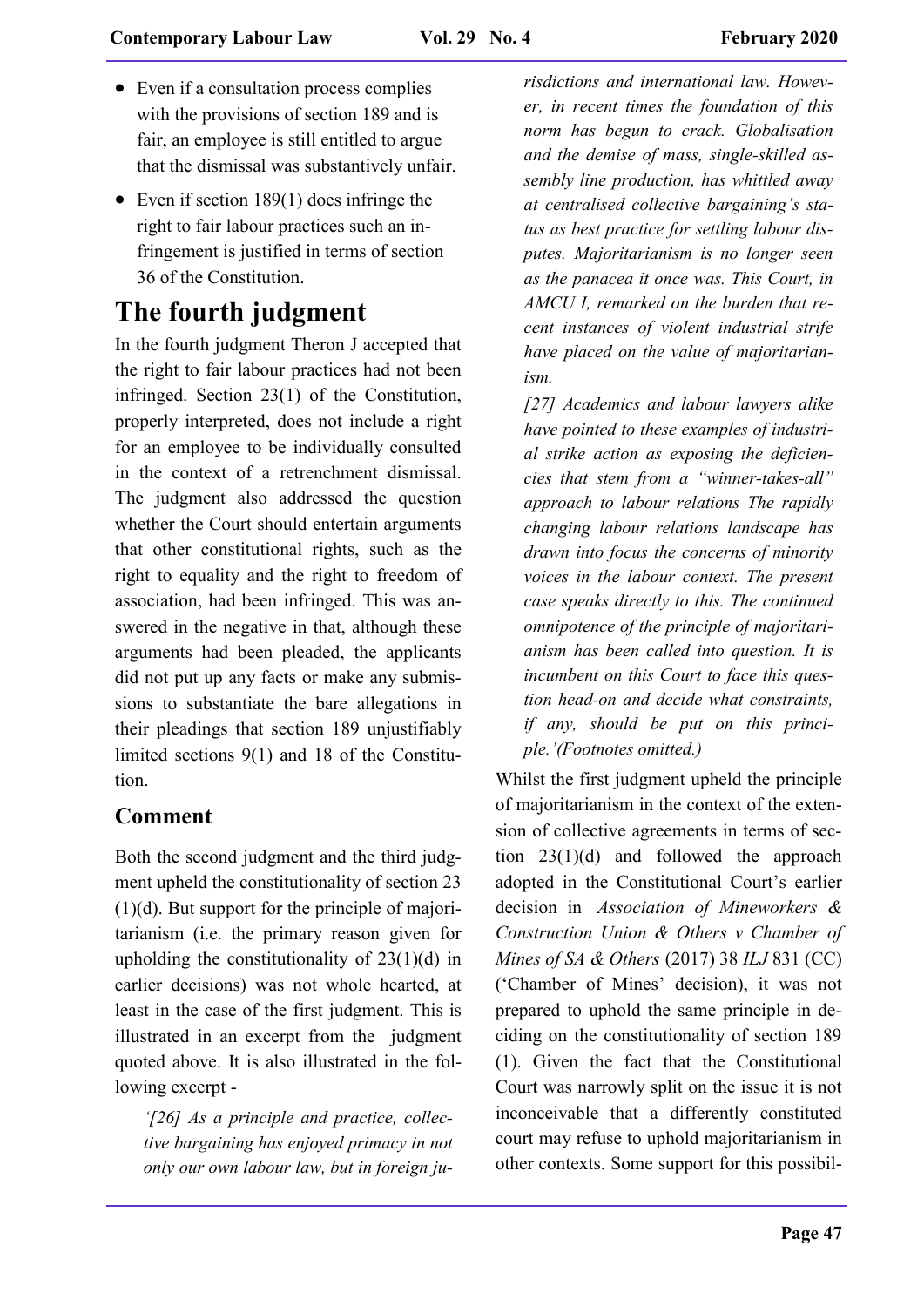- Even if a consultation process complies with the provisions of section 189 and is fair, an employee is still entitled to argue that the dismissal was substantively unfair.
- Even if section 189(1) does infringe the right to fair labour practices such an infringement is justified in terms of section 36 of the Constitution.

# The fourth judgment

In the fourth judgment Theron J accepted that the right to fair labour practices had not been infringed. Section 23(1) of the Constitution, properly interpreted, does not include a right for an employee to be individually consulted in the context of a retrenchment dismissal. The judgment also addressed the question whether the Court should entertain arguments that other constitutional rights, such as the right to equality and the right to freedom of association, had been infringed. This was answered in the negative in that, although these arguments had been pleaded, the applicants did not put up any facts or make any submissions to substantiate the bare allegations in their pleadings that section 189 unjustifiably limited sections 9(1) and 18 of the Constitution.

## Comment

Both the second judgment and the third judgment upheld the constitutionality of section 23 (1)(d). But support for the principle of majoritarianism (i.e. the primary reason given for upholding the constitutionality of 23(1)(d) in earlier decisions) was not whole hearted, at least in the case of the first judgment. This is illustrated in an excerpt from the judgment quoted above. It is also illustrated in the following excerpt -

> *'[26] As a principle and practice, collective bargaining has enjoyed primacy in not only our own labour law, but in foreign jurisdictions and international law. However, in recent times the foundation of this norm has begun to crack. Globalisation and the demise of mass, single-skilled assembly line production, has whittled away at centralised collective bargaining's status as best practice for settling labour disputes. Majoritarianism is no longer seen as the panacea it once was. This Court, in AMCU I, remarked on the burden that recent instances of violent industrial strife have placed on the value of majoritarianism.*
>
> *[27] Academics and labour lawyers alike have pointed to these examples of industrial strike action as exposing the deficiencies that stem from a "winner-takes-all" approach to labour relations The rapidly changing labour relations landscape has drawn into focus the concerns of minority voices in the labour context. The present case speaks directly to this. The continued omnipotence of the principle of majoritarianism has been called into question. It is incumbent on this Court to face this question head-on and decide what constraints, if any, should be put on this principle.'(Footnotes omitted.)*

Whilst the first judgment upheld the principle of majoritarianism in the context of the extension of collective agreements in terms of section 23(1)(d) and followed the approach adopted in the Constitutional Court's earlier decision in *Association of Mineworkers & Construction Union & Others v Chamber of Mines of SA & Others* (2017) 38 *ILJ* 831 (CC) ('Chamber of Mines' decision), it was not prepared to uphold the same principle in deciding on the constitutionality of section 189 (1). Given the fact that the Constitutional Court was narrowly split on the issue it is not inconceivable that a differently constituted court may refuse to uphold majoritarianism in other contexts. Some support for this possibil-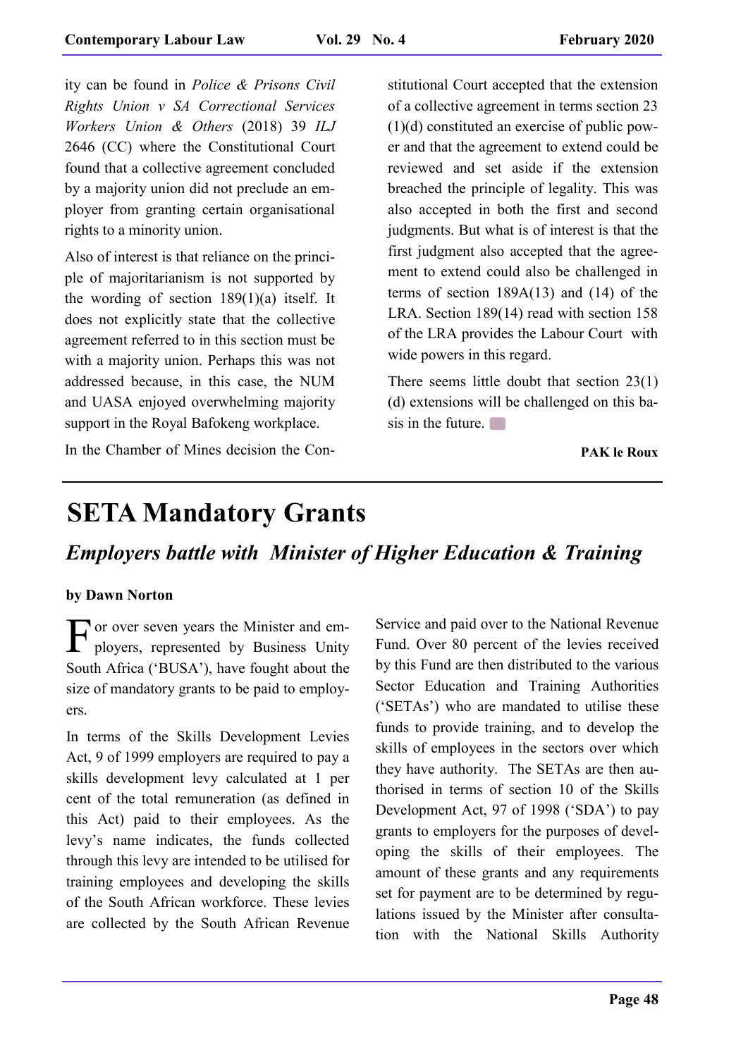ity can be found in *Police & Prisons Civil Rights Union v SA Correctional Services Workers Union & Others* (2018) 39 *ILJ* 2646 (CC) where the Constitutional Court found that a collective agreement concluded by a majority union did not preclude an employer from granting certain organisational rights to a minority union.

Also of interest is that reliance on the principle of majoritarianism is not supported by the wording of section 189(1)(a) itself. It does not explicitly state that the collective agreement referred to in this section must be with a majority union. Perhaps this was not addressed because, in this case, the NUM and UASA enjoyed overwhelming majority support in the Royal Bafokeng workplace.

In the Chamber of Mines decision the Constitutional Court accepted that the extension of a collective agreement in terms section 23 (1)(d) constituted an exercise of public power and that the agreement to extend could be reviewed and set aside if the extension breached the principle of legality. This was also accepted in both the first and second judgments. But what is of interest is that the first judgment also accepted that the agreement to extend could also be challenged in terms of section 189A(13) and (14) of the LRA. Section 189(14) read with section 158 of the LRA provides the Labour Court with wide powers in this regard.

There seems little doubt that section 23(1)(d) extensions will be challenged on this basis in the future.

**PAK le Roux**

# SETA Mandatory Grants

## *Employers battle with Minister of Higher Education & Training*

**by Dawn Norton**

For over seven years the Minister and employers, represented by Business Unity South Africa ('BUSA'), have fought about the size of mandatory grants to be paid to employers.

In terms of the Skills Development Levies Act, 9 of 1999 employers are required to pay a skills development levy calculated at 1 per cent of the total remuneration (as defined in this Act) paid to their employees. As the levy's name indicates, the funds collected through this levy are intended to be utilised for training employees and developing the skills of the South African workforce. These levies are collected by the South African Revenue Service and paid over to the National Revenue Fund. Over 80 percent of the levies received by this Fund are then distributed to the various Sector Education and Training Authorities ('SETAs') who are mandated to utilise these funds to provide training, and to develop the skills of employees in the sectors over which they have authority. The SETAs are then authorised in terms of section 10 of the Skills Development Act, 97 of 1998 ('SDA') to pay grants to employers for the purposes of developing the skills of their employees. The amount of these grants and any requirements set for payment are to be determined by regulations issued by the Minister after consultation with the National Skills Authority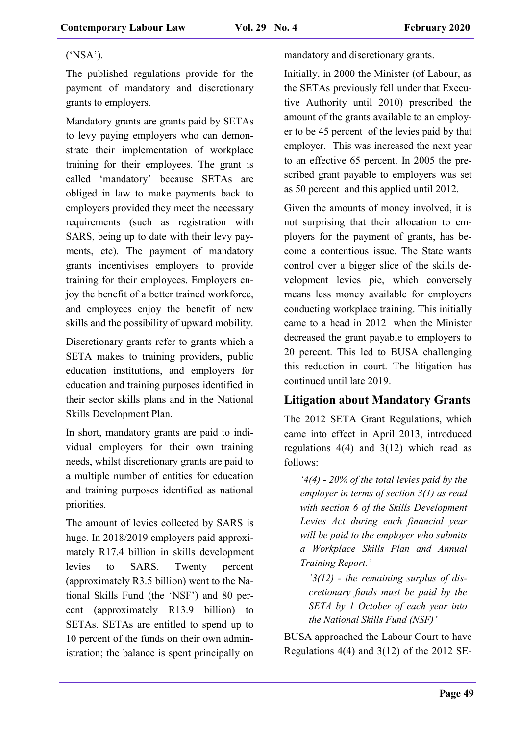('NSA').

The published regulations provide for the payment of mandatory and discretionary grants to employers.

Mandatory grants are grants paid by SETAs to levy paying employers who can demonstrate their implementation of workplace training for their employees. The grant is called 'mandatory' because SETAs are obliged in law to make payments back to employers provided they meet the necessary requirements (such as registration with SARS, being up to date with their levy payments, etc). The payment of mandatory grants incentivises employers to provide training for their employees. Employers enjoy the benefit of a better trained workforce, and employees enjoy the benefit of new skills and the possibility of upward mobility.

Discretionary grants refer to grants which a SETA makes to training providers, public education institutions, and employers for education and training purposes identified in their sector skills plans and in the National Skills Development Plan.

In short, mandatory grants are paid to individual employers for their own training needs, whilst discretionary grants are paid to a multiple number of entities for education and training purposes identified as national priorities.

The amount of levies collected by SARS is huge. In 2018/2019 employers paid approximately R17.4 billion in skills development levies to SARS. Twenty percent (approximately R3.5 billion) went to the National Skills Fund (the 'NSF') and 80 percent (approximately R13.9 billion) to SETAs. SETAs are entitled to spend up to 10 percent of the funds on their own administration; the balance is spent principally on mandatory and discretionary grants.

Initially, in 2000 the Minister (of Labour, as the SETAs previously fell under that Executive Authority until 2010) prescribed the amount of the grants available to an employer to be 45 percent of the levies paid by that employer. This was increased the next year to an effective 65 percent. In 2005 the prescribed grant payable to employers was set as 50 percent and this applied until 2012.

Given the amounts of money involved, it is not surprising that their allocation to employers for the payment of grants, has become a contentious issue. The State wants control over a bigger slice of the skills development levies pie, which conversely means less money available for employers conducting workplace training. This initially came to a head in 2012 when the Minister decreased the grant payable to employers to 20 percent. This led to BUSA challenging this reduction in court. The litigation has continued until late 2019.

## Litigation about Mandatory Grants

The 2012 SETA Grant Regulations, which came into effect in April 2013, introduced regulations 4(4) and 3(12) which read as follows:

> *'4(4) - 20% of the total levies paid by the employer in terms of section 3(1) as read with section 6 of the Skills Development Levies Act during each financial year will be paid to the employer who submits a Workplace Skills Plan and Annual Training Report.'*
>
> *'3(12) - the remaining surplus of discretionary funds must be paid by the SETA by 1 October of each year into the National Skills Fund (NSF)'*

BUSA approached the Labour Court to have Regulations 4(4) and 3(12) of the 2012 SE-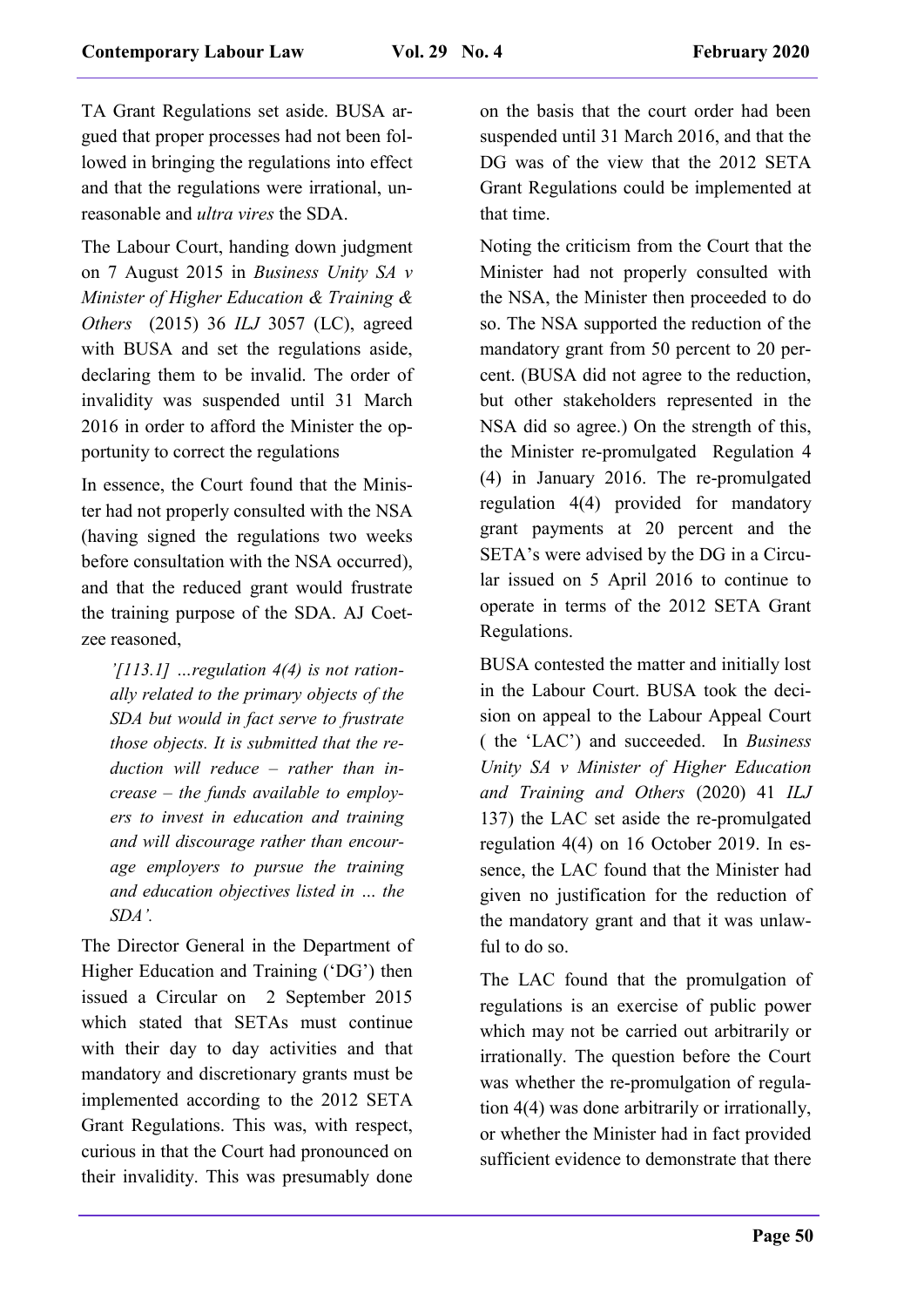TA Grant Regulations set aside. BUSA argued that proper processes had not been followed in bringing the regulations into effect and that the regulations were irrational, unreasonable and *ultra vires* the SDA.

The Labour Court, handing down judgment on 7 August 2015 in *Business Unity SA v Minister of Higher Education & Training & Others* (2015) 36 *ILJ* 3057 (LC), agreed with BUSA and set the regulations aside, declaring them to be invalid. The order of invalidity was suspended until 31 March 2016 in order to afford the Minister the opportunity to correct the regulations

In essence, the Court found that the Minister had not properly consulted with the NSA (having signed the regulations two weeks before consultation with the NSA occurred), and that the reduced grant would frustrate the training purpose of the SDA. AJ Coetzee reasoned,

> *'[113.1] …regulation 4(4) is not rationally related to the primary objects of the SDA but would in fact serve to frustrate those objects. It is submitted that the reduction will reduce – rather than increase – the funds available to employers to invest in education and training and will discourage rather than encourage employers to pursue the training and education objectives listed in … the SDA'.*

The Director General in the Department of Higher Education and Training ('DG') then issued a Circular on 2 September 2015 which stated that SETAs must continue with their day to day activities and that mandatory and discretionary grants must be implemented according to the 2012 SETA Grant Regulations. This was, with respect, curious in that the Court had pronounced on their invalidity. This was presumably done on the basis that the court order had been suspended until 31 March 2016, and that the DG was of the view that the 2012 SETA Grant Regulations could be implemented at that time.

Noting the criticism from the Court that the Minister had not properly consulted with the NSA, the Minister then proceeded to do so. The NSA supported the reduction of the mandatory grant from 50 percent to 20 percent. (BUSA did not agree to the reduction, but other stakeholders represented in the NSA did so agree.) On the strength of this, the Minister re-promulgated Regulation 4 (4) in January 2016. The re-promulgated regulation 4(4) provided for mandatory grant payments at 20 percent and the SETA's were advised by the DG in a Circular issued on 5 April 2016 to continue to operate in terms of the 2012 SETA Grant Regulations.

BUSA contested the matter and initially lost in the Labour Court. BUSA took the decision on appeal to the Labour Appeal Court ( the 'LAC') and succeeded. In *Business Unity SA v Minister of Higher Education and Training and Others* (2020) 41 *ILJ* 137) the LAC set aside the re-promulgated regulation 4(4) on 16 October 2019. In essence, the LAC found that the Minister had given no justification for the reduction of the mandatory grant and that it was unlawful to do so.

The LAC found that the promulgation of regulations is an exercise of public power which may not be carried out arbitrarily or irrationally. The question before the Court was whether the re-promulgation of regulation 4(4) was done arbitrarily or irrationally, or whether the Minister had in fact provided sufficient evidence to demonstrate that there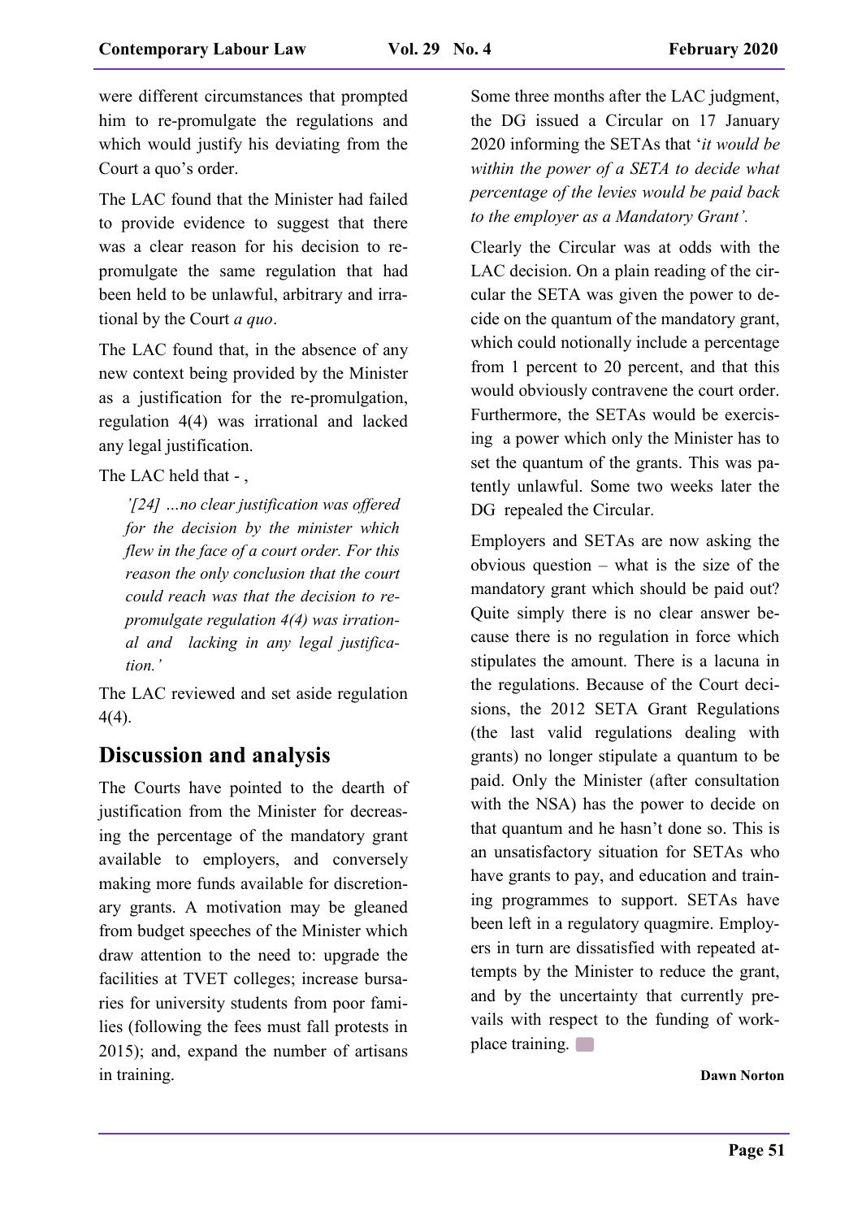were different circumstances that prompted him to re-promulgate the regulations and which would justify his deviating from the Court a quo's order.

The LAC found that the Minister had failed to provide evidence to suggest that there was a clear reason for his decision to re-promulgate the same regulation that had been held to be unlawful, arbitrary and irrational by the Court *a quo*.

The LAC found that, in the absence of any new context being provided by the Minister as a justification for the re-promulgation, regulation 4(4) was irrational and lacked any legal justification.

The LAC held that - ,

> *'[24] …no clear justification was offered for the decision by the minister which flew in the face of a court order. For this reason the only conclusion that the court could reach was that the decision to re-promulgate regulation 4(4) was irrational and lacking in any legal justification.'*

The LAC reviewed and set aside regulation 4(4).

## Discussion and analysis

The Courts have pointed to the dearth of justification from the Minister for decreasing the percentage of the mandatory grant available to employers, and conversely making more funds available for discretionary grants. A motivation may be gleaned from budget speeches of the Minister which draw attention to the need to: upgrade the facilities at TVET colleges; increase bursaries for university students from poor families (following the fees must fall protests in 2015); and, expand the number of artisans in training.

Some three months after the LAC judgment, the DG issued a Circular on 17 January 2020 informing the SETAs that '*it would be within the power of a SETA to decide what percentage of the levies would be paid back to the employer as a Mandatory Grant'.*

Clearly the Circular was at odds with the LAC decision. On a plain reading of the circular the SETA was given the power to decide on the quantum of the mandatory grant, which could notionally include a percentage from 1 percent to 20 percent, and that this would obviously contravene the court order. Furthermore, the SETAs would be exercising a power which only the Minister has to set the quantum of the grants. This was patently unlawful. Some two weeks later the DG repealed the Circular.

Employers and SETAs are now asking the obvious question – what is the size of the mandatory grant which should be paid out? Quite simply there is no clear answer because there is no regulation in force which stipulates the amount. There is a lacuna in the regulations. Because of the Court decisions, the 2012 SETA Grant Regulations (the last valid regulations dealing with grants) no longer stipulate a quantum to be paid. Only the Minister (after consultation with the NSA) has the power to decide on that quantum and he hasn't done so. This is an unsatisfactory situation for SETAs who have grants to pay, and education and training programmes to support. SETAs have been left in a regulatory quagmire. Employers in turn are dissatisfied with repeated attempts by the Minister to reduce the grant, and by the uncertainty that currently prevails with respect to the funding of workplace training.

**Dawn Norton**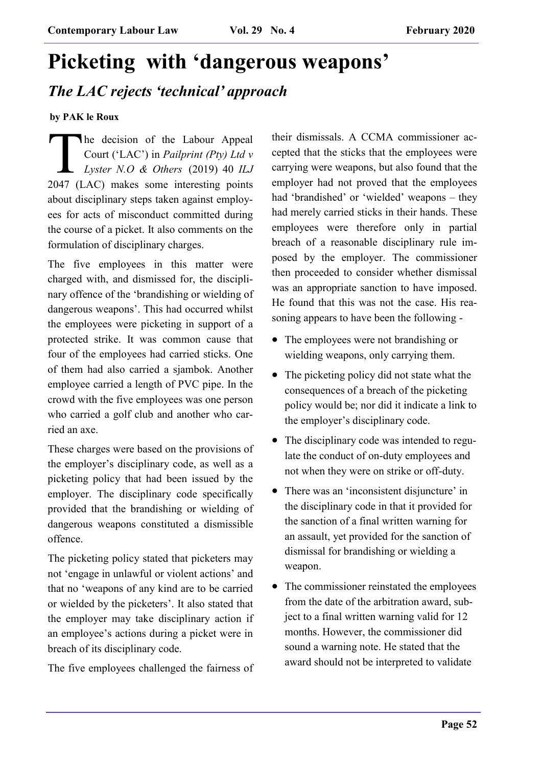# Picketing with 'dangerous weapons'

## *The LAC rejects 'technical' approach*

**by PAK le Roux**

The decision of the Labour Appeal Court ('LAC') in *Pailprint (Pty) Ltd v Lyster N.O & Others* (2019) 40 *ILJ* 2047 (LAC) makes some interesting points about disciplinary steps taken against employees for acts of misconduct committed during the course of a picket. It also comments on the formulation of disciplinary charges.

The five employees in this matter were charged with, and dismissed for, the disciplinary offence of the 'brandishing or wielding of dangerous weapons'. This had occurred whilst the employees were picketing in support of a protected strike. It was common cause that four of the employees had carried sticks. One of them had also carried a sjambok. Another employee carried a length of PVC pipe. In the crowd with the five employees was one person who carried a golf club and another who carried an axe.

These charges were based on the provisions of the employer's disciplinary code, as well as a picketing policy that had been issued by the employer. The disciplinary code specifically provided that the brandishing or wielding of dangerous weapons constituted a dismissible offence.

The picketing policy stated that picketers may not 'engage in unlawful or violent actions' and that no 'weapons of any kind are to be carried or wielded by the picketers'. It also stated that the employer may take disciplinary action if an employee's actions during a picket were in breach of its disciplinary code.

The five employees challenged the fairness of their dismissals. A CCMA commissioner accepted that the sticks that the employees were carrying were weapons, but also found that the employer had not proved that the employees had 'brandished' or 'wielded' weapons – they had merely carried sticks in their hands. These employees were therefore only in partial breach of a reasonable disciplinary rule imposed by the employer. The commissioner then proceeded to consider whether dismissal was an appropriate sanction to have imposed. He found that this was not the case. His reasoning appears to have been the following -

- The employees were not brandishing or wielding weapons, only carrying them.
- The picketing policy did not state what the consequences of a breach of the picketing policy would be; nor did it indicate a link to the employer's disciplinary code.
- The disciplinary code was intended to regulate the conduct of on-duty employees and not when they were on strike or off-duty.
- There was an 'inconsistent disjuncture' in the disciplinary code in that it provided for the sanction of a final written warning for an assault, yet provided for the sanction of dismissal for brandishing or wielding a weapon.
- The commissioner reinstated the employees from the date of the arbitration award, subject to a final written warning valid for 12 months. However, the commissioner did sound a warning note. He stated that the award should not be interpreted to validate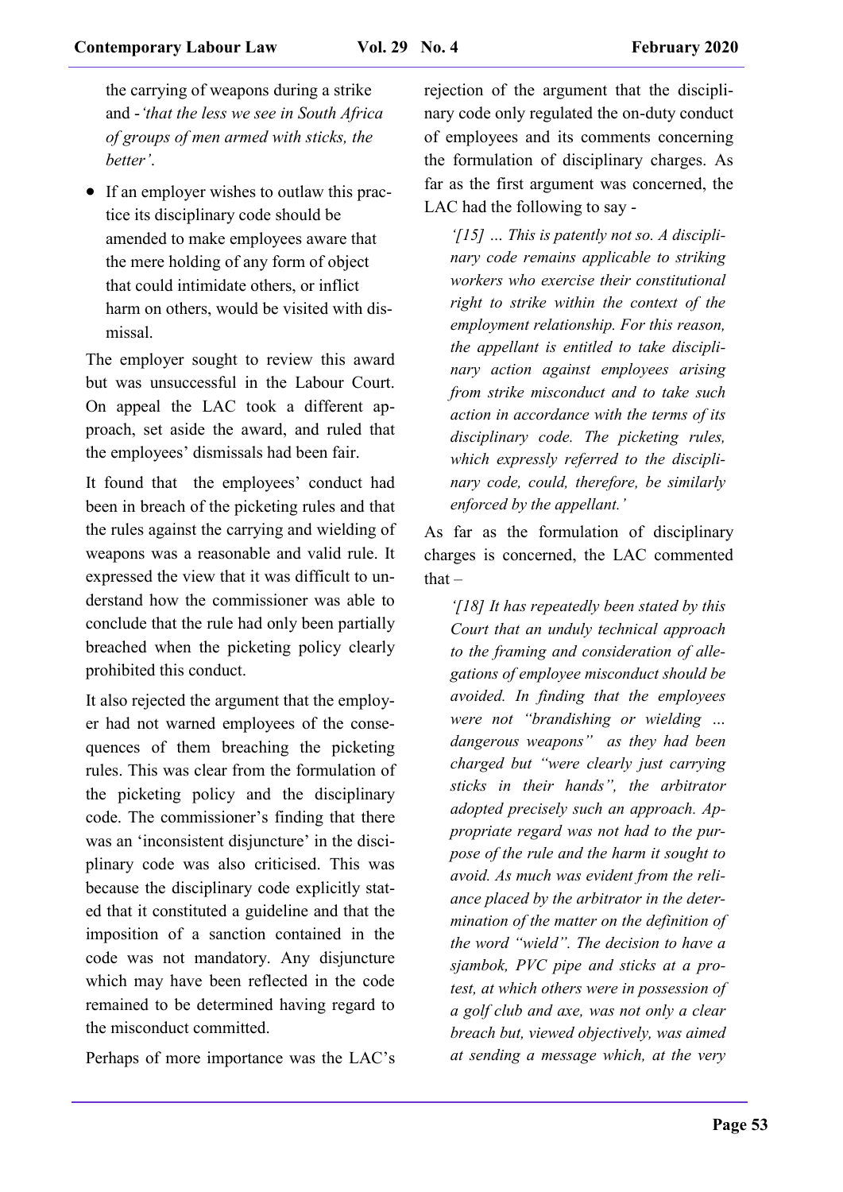the carrying of weapons during a strike and -*'that the less we see in South Africa of groups of men armed with sticks, the better'*.

- If an employer wishes to outlaw this practice its disciplinary code should be amended to make employees aware that the mere holding of any form of object that could intimidate others, or inflict harm on others, would be visited with dismissal.

The employer sought to review this award but was unsuccessful in the Labour Court. On appeal the LAC took a different approach, set aside the award, and ruled that the employees' dismissals had been fair.

It found that the employees' conduct had been in breach of the picketing rules and that the rules against the carrying and wielding of weapons was a reasonable and valid rule. It expressed the view that it was difficult to understand how the commissioner was able to conclude that the rule had only been partially breached when the picketing policy clearly prohibited this conduct.

It also rejected the argument that the employer had not warned employees of the consequences of them breaching the picketing rules. This was clear from the formulation of the picketing policy and the disciplinary code. The commissioner's finding that there was an 'inconsistent disjuncture' in the disciplinary code was also criticised. This was because the disciplinary code explicitly stated that it constituted a guideline and that the imposition of a sanction contained in the code was not mandatory. Any disjuncture which may have been reflected in the code remained to be determined having regard to the misconduct committed.

Perhaps of more importance was the LAC's rejection of the argument that the disciplinary code only regulated the on-duty conduct of employees and its comments concerning the formulation of disciplinary charges. As far as the first argument was concerned, the LAC had the following to say -

> *'[15] … This is patently not so. A disciplinary code remains applicable to striking workers who exercise their constitutional right to strike within the context of the employment relationship. For this reason, the appellant is entitled to take disciplinary action against employees arising from strike misconduct and to take such action in accordance with the terms of its disciplinary code. The picketing rules, which expressly referred to the disciplinary code, could, therefore, be similarly enforced by the appellant.'*

As far as the formulation of disciplinary charges is concerned, the LAC commented that –

> *'[18] It has repeatedly been stated by this Court that an unduly technical approach to the framing and consideration of allegations of employee misconduct should be avoided. In finding that the employees were not "brandishing or wielding … dangerous weapons" as they had been charged but "were clearly just carrying sticks in their hands", the arbitrator adopted precisely such an approach. Appropriate regard was not had to the purpose of the rule and the harm it sought to avoid. As much was evident from the reliance placed by the arbitrator in the determination of the matter on the definition of the word "wield". The decision to have a sjambok, PVC pipe and sticks at a protest, at which others were in possession of a golf club and axe, was not only a clear breach but, viewed objectively, was aimed at sending a message which, at the very*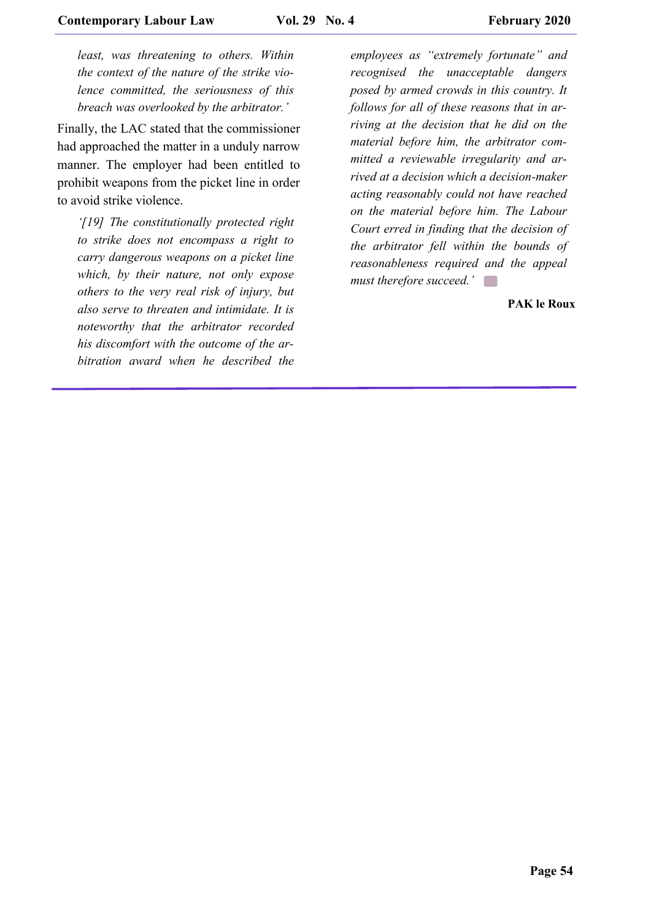*least, was threatening to others. Within the context of the nature of the strike violence committed, the seriousness of this breach was overlooked by the arbitrator.'*

Finally, the LAC stated that the commissioner had approached the matter in a unduly narrow manner. The employer had been entitled to prohibit weapons from the picket line in order to avoid strike violence.

> *'[19] The constitutionally protected right to strike does not encompass a right to carry dangerous weapons on a picket line which, by their nature, not only expose others to the very real risk of injury, but also serve to threaten and intimidate. It is noteworthy that the arbitrator recorded his discomfort with the outcome of the arbitration award when he described the employees as "extremely fortunate" and recognised the unacceptable dangers posed by armed crowds in this country. It follows for all of these reasons that in arriving at the decision that he did on the material before him, the arbitrator committed a reviewable irregularity and arrived at a decision which a decision-maker acting reasonably could not have reached on the material before him. The Labour Court erred in finding that the decision of the arbitrator fell within the bounds of reasonableness required and the appeal must therefore succeed.'*

**PAK le Roux**